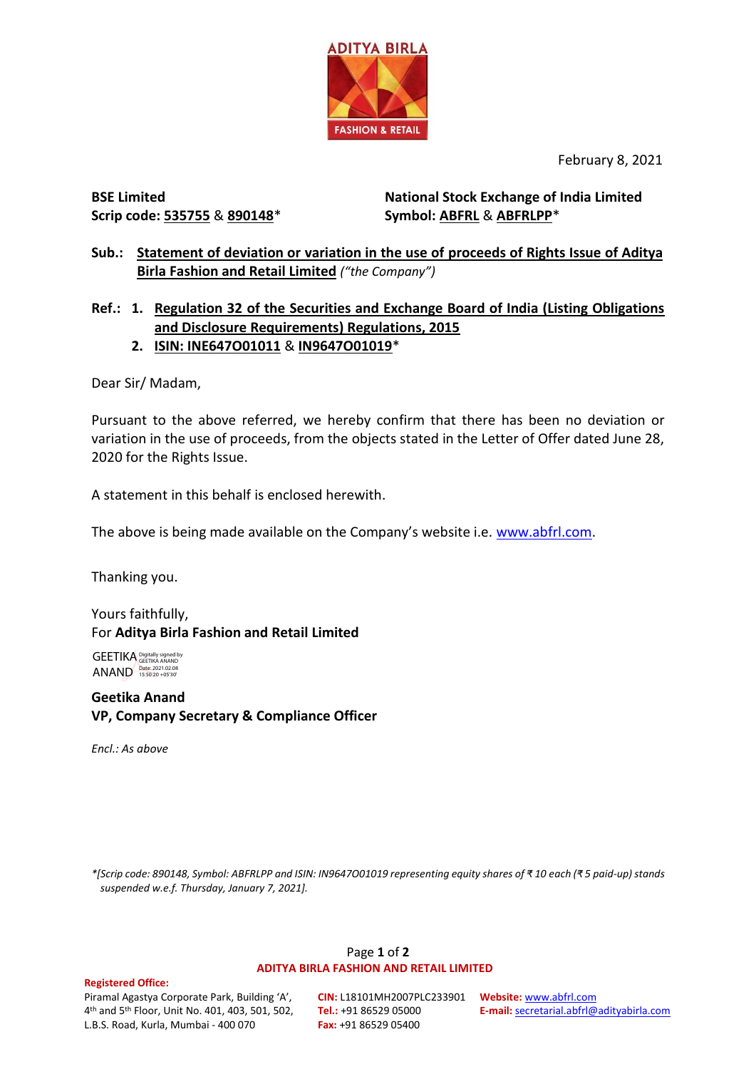ADITYA BIRLA
FASHION & RETAIL

February 8, 2021

**BSE Limited**
**Scrip code: 535755 & 890148***

**National Stock Exchange of India Limited**
**Symbol: ABFRL & ABFRLPP***

**Sub.: Statement of deviation or variation in the use of proceeds of Rights Issue of Aditya Birla Fashion and Retail Limited** *("the Company")*

**Ref.:**
1. **Regulation 32 of the Securities and Exchange Board of India (Listing Obligations and Disclosure Requirements) Regulations, 2015**
2. **ISIN: INE647O01011 & IN9647O01019***

Dear Sir/ Madam,

Pursuant to the above referred, we hereby confirm that there has been no deviation or variation in the use of proceeds, from the objects stated in the Letter of Offer dated June 28, 2020 for the Rights Issue.

A statement in this behalf is enclosed herewith.

The above is being made available on the Company's website i.e. www.abfrl.com.

Thanking you.

Yours faithfully,
For **Aditya Birla Fashion and Retail Limited**

GEETIKA ANAND Digitally signed by GEETIKA ANAND Date: 2021.02.08 15:50:20 +05'30'

**Geetika Anand**
**VP, Company Secretary & Compliance Officer**

*Encl.: As above*

*\*[Scrip code: 890148, Symbol: ABFRLPP and ISIN: IN9647O01019 representing equity shares of ₹ 10 each (₹ 5 paid-up) stands suspended w.e.f. Thursday, January 7, 2021].*

**ADITYA BIRLA FASHION AND RETAIL LIMITED**

**Registered Office:**
Piramal Agastya Corporate Park, Building 'A', 4th and 5th Floor, Unit No. 401, 403, 501, 502, L.B.S. Road, Kurla, Mumbai - 400 070

**CIN:** L18101MH2007PLC233901
**Tel.:** +91 86529 05000
**Fax:** +91 86529 05400

**Website:** www.abfrl.com
**E-mail:** secretarial.abfrl@adityabirla.com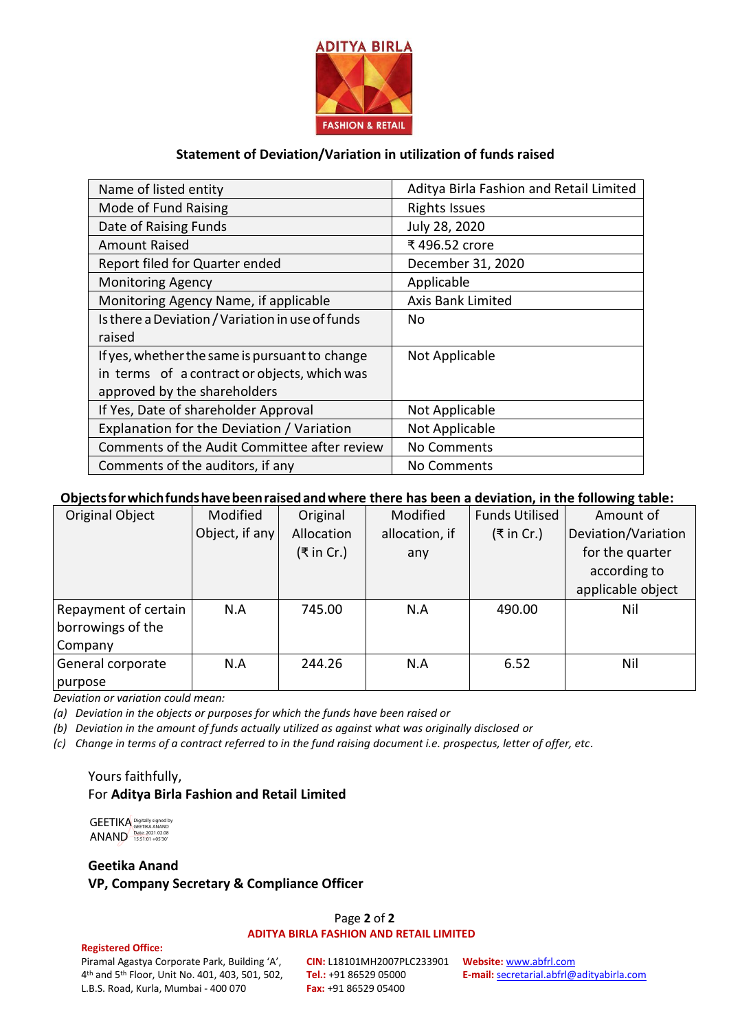ADITYA BIRLA
FASHION & RETAIL

## Statement of Deviation/Variation in utilization of funds raised

| | |
|---|---|
| Name of listed entity | Aditya Birla Fashion and Retail Limited |
| Mode of Fund Raising | Rights Issues |
| Date of Raising Funds | July 28, 2020 |
| Amount Raised | ₹ 496.52 crore |
| Report filed for Quarter ended | December 31, 2020 |
| Monitoring Agency | Applicable |
| Monitoring Agency Name, if applicable | Axis Bank Limited |
| Is there a Deviation / Variation in use of funds raised | No |
| If yes, whether the same is pursuant to change in terms of a contract or objects, which was approved by the shareholders | Not Applicable |
| If Yes, Date of shareholder Approval | Not Applicable |
| Explanation for the Deviation / Variation | Not Applicable |
| Comments of the Audit Committee after review | No Comments |
| Comments of the auditors, if any | No Comments |

**Objects for which funds have been raised and where there has been a deviation, in the following table:**

| Original Object | Modified Object, if any | Original Allocation (₹ in Cr.) | Modified allocation, if any | Funds Utilised (₹ in Cr.) | Amount of Deviation/Variation for the quarter according to applicable object |
|---|---|---|---|---|---|
| Repayment of certain borrowings of the Company | N.A | 745.00 | N.A | 490.00 | Nil |
| General corporate purpose | N.A | 244.26 | N.A | 6.52 | Nil |

*Deviation or variation could mean:*

*(a) Deviation in the objects or purposes for which the funds have been raised or*

*(b) Deviation in the amount of funds actually utilized as against what was originally disclosed or*

*(c) Change in terms of a contract referred to in the fund raising document i.e. prospectus, letter of offer, etc.*

Yours faithfully,
For **Aditya Birla Fashion and Retail Limited**

GEETIKA ANAND Digitally signed by GEETIKA ANAND Date: 2021.02.08 15:51:01 +05'30'

**Geetika Anand**
**VP, Company Secretary & Compliance Officer**

**ADITYA BIRLA FASHION AND RETAIL LIMITED**

**Registered Office:**
Piramal Agastya Corporate Park, Building 'A', 4th and 5th Floor, Unit No. 401, 403, 501, 502, L.B.S. Road, Kurla, Mumbai - 400 070

**CIN:** L18101MH2007PLC233901
**Tel.:** +91 86529 05000
**Fax:** +91 86529 05400

**Website:** www.abfrl.com
**E-mail:** secretarial.abfrl@adityabirla.com